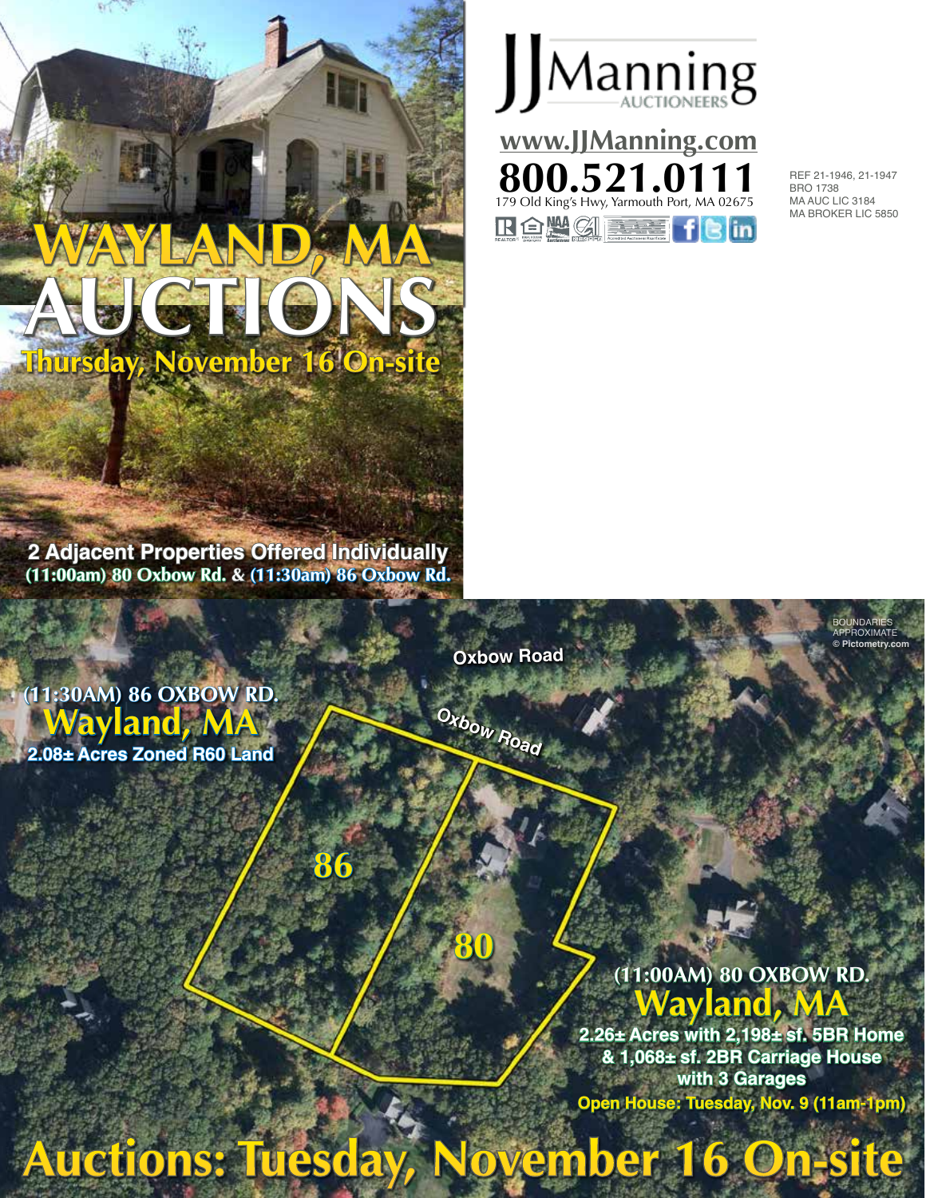# WAYLAND, MA AUCTIONS

## Thursday, November 16 On-site

JJManning AUCTIONEERS

www.JJManning.com

**800.521.0111**

179 Old King's Hwy, Yarmouth Port, MA 02675

REF 21-1946, 21-1947
BRO 1738
MA AUC LIC 3184
MA BROKER LIC 5850

**2 Adjacent Properties Offered Individually**
**(11:00am) 80 Oxbow Rd. & (11:30am) 86 Oxbow Rd.**

BOUNDARIES APPROXIMATE
© Pictometry.com

Oxbow Road

Oxbow Road

### (11:30AM) 86 OXBOW RD.
## Wayland, MA
**2.08± Acres Zoned R60 Land**

86

80

### (11:00AM) 80 OXBOW RD.
## Wayland, MA
**2.26± Acres with 2,198± sf. 5BR Home & 1,068± sf. 2BR Carriage House with 3 Garages**

**Open House: Tuesday, Nov. 9 (11am-1pm)**

# Auctions: Tuesday, November 16 On-site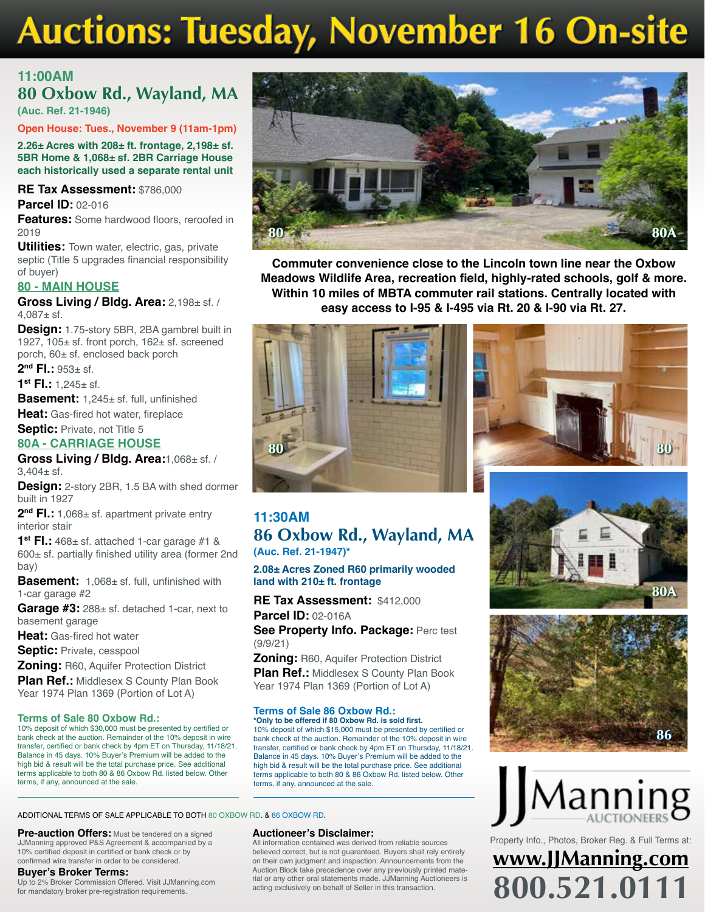# Auctions: Tuesday, November 16 On-site

## 11:00AM

## 80 Oxbow Rd., Wayland, MA

**(Auc. Ref. 21-1946)**

**Open House: Tues., November 9 (11am-1pm)**

**2.26± Acres with 208± ft. frontage, 2,198± sf. 5BR Home & 1,068± sf. 2BR Carriage House each historically used a separate rental unit**

**RE Tax Assessment:** $786,000

**Parcel ID:** 02-016

**Features:** Some hardwood floors, reroofed in 2019

**Utilities:** Town water, electric, gas, private septic (Title 5 upgrades financial responsibility of buyer)

### 80 - MAIN HOUSE

**Gross Living / Bldg. Area:** 2,198± sf. / 4,087± sf.

**Design:** 1.75-story 5BR, 2BA gambrel built in 1927, 105± sf. front porch, 162± sf. screened porch, 60± sf. enclosed back porch

**2nd Fl.:** 953± sf.

**1st Fl.:** 1,245± sf.

**Basement:** 1,245± sf. full, unfinished

**Heat:** Gas-fired hot water, fireplace

**Septic:** Private, not Title 5

### 80A - CARRIAGE HOUSE

**Gross Living / Bldg. Area:** 1,068± sf. / 3,404± sf.

**Design:** 2-story 2BR, 1.5 BA with shed dormer built in 1927

**2nd Fl.:** 1,068± sf. apartment private entry interior stair

**1st Fl.:** 468± sf. attached 1-car garage #1 & 600± sf. partially finished utility area (former 2nd bay)

**Basement:** 1,068± sf. full, unfinished with 1-car garage #2

**Garage #3:** 288± sf. detached 1-car, next to basement garage

**Heat:** Gas-fired hot water

**Septic:** Private, cesspool

**Zoning:** R60, Aquifer Protection District

**Plan Ref.:** Middlesex S County Plan Book Year 1974 Plan 1369 (Portion of Lot A)

**Terms of Sale 80 Oxbow Rd.:**

10% deposit of which $30,000 must be presented by certified or bank check at the auction. Remainder of the 10% deposit in wire transfer, certified or bank check by 4pm ET on Thursday, 11/18/21. Balance in 45 days. 10% Buyer's Premium will be added to the high bid & result will be the total purchase price. See additional terms applicable to both 80 & 86 Oxbow Rd. listed below. Other terms, if any, announced at the sale.

80 80A

**Commuter convenience close to the Lincoln town line near the Oxbow Meadows Wildlife Area, recreation field, highly-rated schools, golf & more. Within 10 miles of MBTA commuter rail stations. Centrally located with easy access to I-95 & I-495 via Rt. 20 & I-90 via Rt. 27.**

80 80 80A 86

## 11:30AM

## 86 Oxbow Rd., Wayland, MA

**(Auc. Ref. 21-1947)***

**2.08± Acres Zoned R60 primarily wooded land with 210± ft. frontage**

**RE Tax Assessment:** $412,000

**Parcel ID:** 02-016A

**See Property Info. Package:** Perc test (9/9/21)

**Zoning:** R60, Aquifer Protection District

**Plan Ref.:** Middlesex S County Plan Book Year 1974 Plan 1369 (Portion of Lot A)

**Terms of Sale 86 Oxbow Rd.:**

***Only to be offered if 80 Oxbow Rd. is sold first.**

10% deposit of which $15,000 must be presented by certified or bank check at the auction. Remainder of the 10% deposit in wire transfer, certified or bank check by 4pm ET on Thursday, 11/18/21. Balance in 45 days. 10% Buyer's Premium will be added to the high bid & result will be the total purchase price. See additional terms applicable to both 80 & 86 Oxbow Rd. listed below. Other terms, if any, announced at the sale.

ADDITIONAL TERMS OF SALE APPLICABLE TO BOTH 80 OXBOW RD. & 86 OXBOW RD.

**Pre-auction Offers:** Must be tendered on a signed JJManning approved P&S Agreement & accompanied by a 10% certified deposit in certified or bank check or by confirmed wire transfer in order to be considered.

**Buyer's Broker Terms:**
Up to 2% Broker Commission Offered. Visit JJManning.com for mandatory broker pre-registration requirements.

**Auctioneer's Disclaimer:**
All information contained was derived from reliable sources believed correct, but is not guaranteed. Buyers shall rely entirely on their own judgment and inspection. Announcements from the Auction Block take precedence over any previously printed material or any other oral statements made. JJManning Auctioneers is acting exclusively on behalf of Seller in this transaction.

JJManning AUCTIONEERS

Property Info., Photos, Broker Reg. & Full Terms at:

**www.JJManning.com**

**800.521.0111**